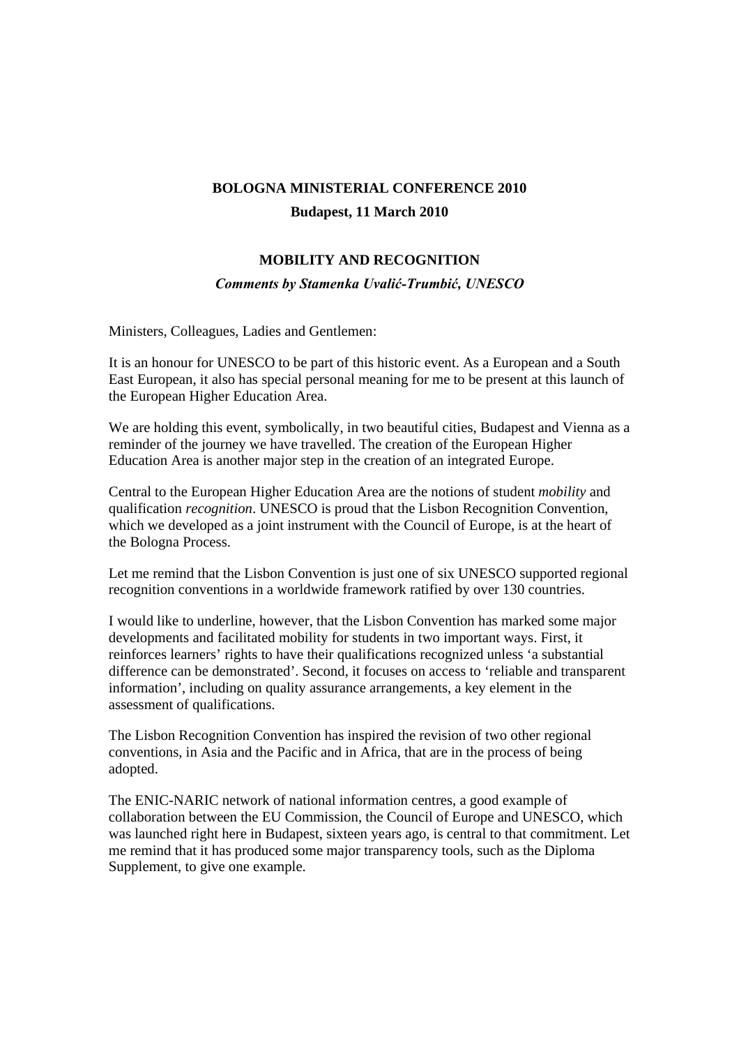**BOLOGNA MINISTERIAL CONFERENCE 2010**

**Budapest, 11 March 2010**

**MOBILITY AND RECOGNITION**

***Comments by Stamenka Uvalić-Trumbić, UNESCO***

Ministers, Colleagues, Ladies and Gentlemen:

It is an honour for UNESCO to be part of this historic event. As a European and a South East European, it also has special personal meaning for me to be present at this launch of the European Higher Education Area.

We are holding this event, symbolically, in two beautiful cities, Budapest and Vienna as a reminder of the journey we have travelled. The creation of the European Higher Education Area is another major step in the creation of an integrated Europe.

Central to the European Higher Education Area are the notions of student *mobility* and qualification *recognition*. UNESCO is proud that the Lisbon Recognition Convention, which we developed as a joint instrument with the Council of Europe, is at the heart of the Bologna Process.

Let me remind that the Lisbon Convention is just one of six UNESCO supported regional recognition conventions in a worldwide framework ratified by over 130 countries.

I would like to underline, however, that the Lisbon Convention has marked some major developments and facilitated mobility for students in two important ways. First, it reinforces learners' rights to have their qualifications recognized unless 'a substantial difference can be demonstrated'. Second, it focuses on access to 'reliable and transparent information', including on quality assurance arrangements, a key element in the assessment of qualifications.

The Lisbon Recognition Convention has inspired the revision of two other regional conventions, in Asia and the Pacific and in Africa, that are in the process of being adopted.

The ENIC-NARIC network of national information centres, a good example of collaboration between the EU Commission, the Council of Europe and UNESCO, which was launched right here in Budapest, sixteen years ago, is central to that commitment. Let me remind that it has produced some major transparency tools, such as the Diploma Supplement, to give one example.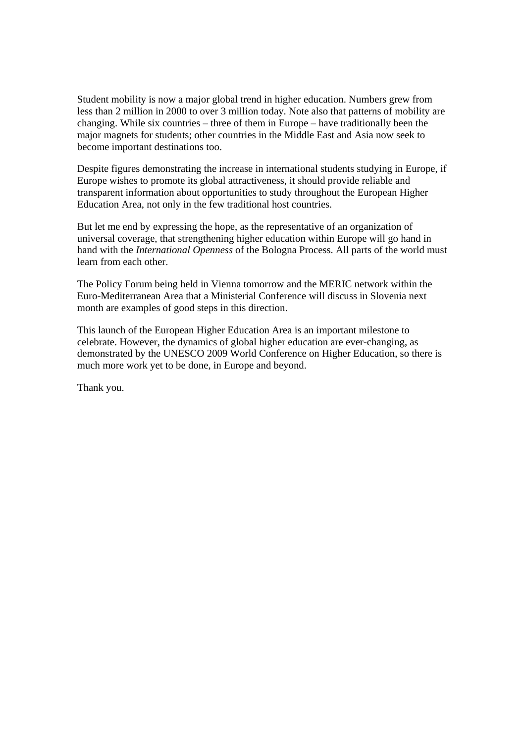Student mobility is now a major global trend in higher education. Numbers grew from less than 2 million in 2000 to over 3 million today. Note also that patterns of mobility are changing. While six countries – three of them in Europe – have traditionally been the major magnets for students; other countries in the Middle East and Asia now seek to become important destinations too.

Despite figures demonstrating the increase in international students studying in Europe, if Europe wishes to promote its global attractiveness, it should provide reliable and transparent information about opportunities to study throughout the European Higher Education Area, not only in the few traditional host countries.

But let me end by expressing the hope, as the representative of an organization of universal coverage, that strengthening higher education within Europe will go hand in hand with the *International Openness* of the Bologna Process. All parts of the world must learn from each other.

The Policy Forum being held in Vienna tomorrow and the MERIC network within the Euro-Mediterranean Area that a Ministerial Conference will discuss in Slovenia next month are examples of good steps in this direction.

This launch of the European Higher Education Area is an important milestone to celebrate. However, the dynamics of global higher education are ever-changing, as demonstrated by the UNESCO 2009 World Conference on Higher Education, so there is much more work yet to be done, in Europe and beyond.

Thank you.